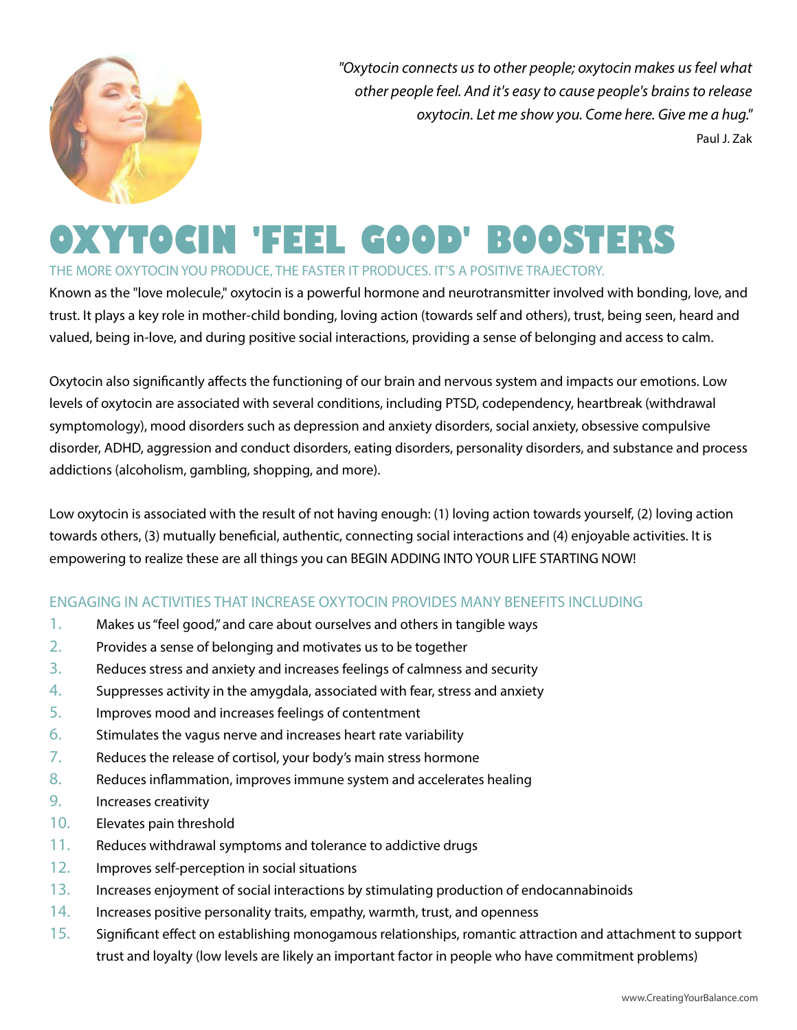*"Oxytocin connects us to other people; oxytocin makes us feel what other people feel. And it's easy to cause people's brains to release oxytocin. Let me show you. Come here. Give me a hug."*

Paul J. Zak

# OXYTOCIN 'FEEL GOOD' BOOSTERS

THE MORE OXYTOCIN YOU PRODUCE, THE FASTER IT PRODUCES. IT'S A POSITIVE TRAJECTORY.

Known as the "love molecule," oxytocin is a powerful hormone and neurotransmitter involved with bonding, love, and trust. It plays a key role in mother-child bonding, loving action (towards self and others), trust, being seen, heard and valued, being in-love, and during positive social interactions, providing a sense of belonging and access to calm.

Oxytocin also significantly affects the functioning of our brain and nervous system and impacts our emotions. Low levels of oxytocin are associated with several conditions, including PTSD, codependency, heartbreak (withdrawal symptomology), mood disorders such as depression and anxiety disorders, social anxiety, obsessive compulsive disorder, ADHD, aggression and conduct disorders, eating disorders, personality disorders, and substance and process addictions (alcoholism, gambling, shopping, and more).

Low oxytocin is associated with the result of not having enough: (1) loving action towards yourself, (2) loving action towards others, (3) mutually beneficial, authentic, connecting social interactions and (4) enjoyable activities. It is empowering to realize these are all things you can BEGIN ADDING INTO YOUR LIFE STARTING NOW!

## ENGAGING IN ACTIVITIES THAT INCREASE OXYTOCIN PROVIDES MANY BENEFITS INCLUDING

1. Makes us "feel good," and care about ourselves and others in tangible ways
2. Provides a sense of belonging and motivates us to be together
3. Reduces stress and anxiety and increases feelings of calmness and security
4. Suppresses activity in the amygdala, associated with fear, stress and anxiety
5. Improves mood and increases feelings of contentment
6. Stimulates the vagus nerve and increases heart rate variability
7. Reduces the release of cortisol, your body's main stress hormone
8. Reduces inflammation, improves immune system and accelerates healing
9. Increases creativity
10. Elevates pain threshold
11. Reduces withdrawal symptoms and tolerance to addictive drugs
12. Improves self-perception in social situations
13. Increases enjoyment of social interactions by stimulating production of endocannabinoids
14. Increases positive personality traits, empathy, warmth, trust, and openness
15. Significant effect on establishing monogamous relationships, romantic attraction and attachment to support trust and loyalty (low levels are likely an important factor in people who have commitment problems)

www.CreatingYourBalance.com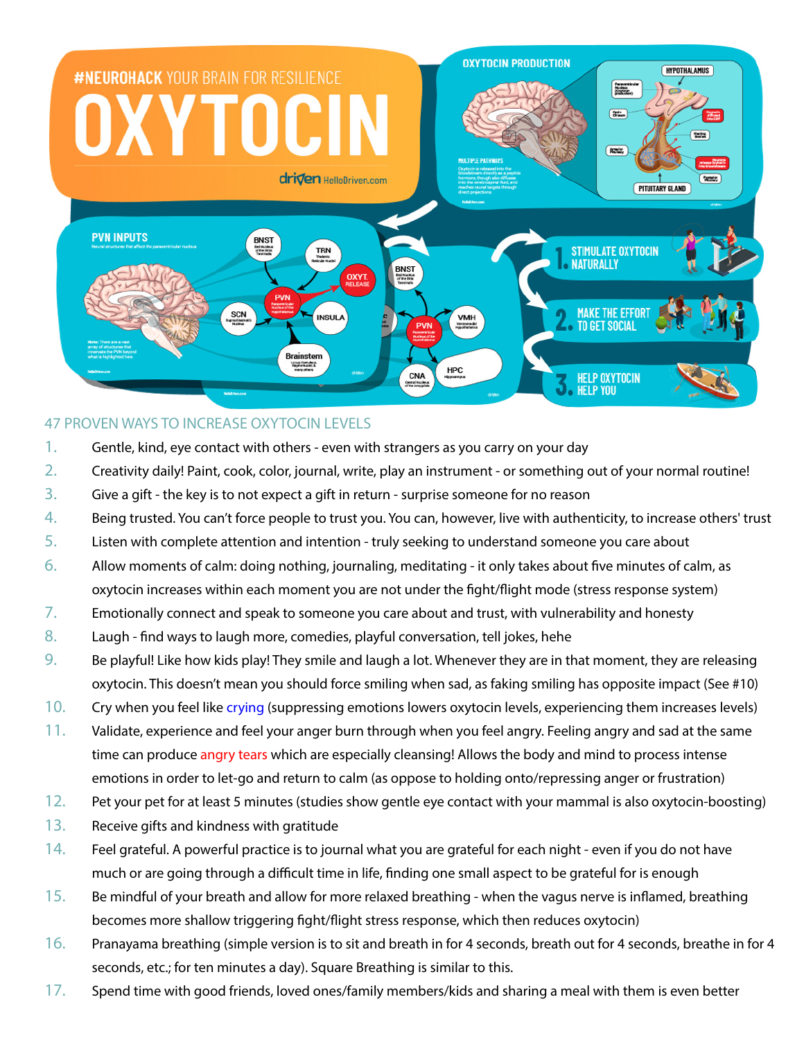#NEUROHACK YOUR BRAIN FOR RESILIENCE

# OXYTOCIN

driven HelloDriven.com

OXYTOCIN PRODUCTION

PVN INPUTS

1. STIMULATE OXYTOCIN NATURALLY

2. MAKE THE EFFORT TO GET SOCIAL

3. HELP OXYTOCIN HELP YOU

## 47 PROVEN WAYS TO INCREASE OXYTOCIN LEVELS

1. Gentle, kind, eye contact with others - even with strangers as you carry on your day
2. Creativity daily! Paint, cook, color, journal, write, play an instrument - or something out of your normal routine!
3. Give a gift - the key is to not expect a gift in return - surprise someone for no reason
4. Being trusted. You can't force people to trust you. You can, however, live with authenticity, to increase others' trust
5. Listen with complete attention and intention - truly seeking to understand someone you care about
6. Allow moments of calm: doing nothing, journaling, meditating - it only takes about five minutes of calm, as oxytocin increases within each moment you are not under the fight/flight mode (stress response system)
7. Emotionally connect and speak to someone you care about and trust, with vulnerability and honesty
8. Laugh - find ways to laugh more, comedies, playful conversation, tell jokes, hehe
9. Be playful! Like how kids play! They smile and laugh a lot. Whenever they are in that moment, they are releasing oxytocin. This doesn't mean you should force smiling when sad, as faking smiling has opposite impact (See #10)
10. Cry when you feel like crying (suppressing emotions lowers oxytocin levels, experiencing them increases levels)
11. Validate, experience and feel your anger burn through when you feel angry. Feeling angry and sad at the same time can produce angry tears which are especially cleansing! Allows the body and mind to process intense emotions in order to let-go and return to calm (as oppose to holding onto/repressing anger or frustration)
12. Pet your pet for at least 5 minutes (studies show gentle eye contact with your mammal is also oxytocin-boosting)
13. Receive gifts and kindness with gratitude
14. Feel grateful. A powerful practice is to journal what you are grateful for each night - even if you do not have much or are going through a difficult time in life, finding one small aspect to be grateful for is enough
15. Be mindful of your breath and allow for more relaxed breathing - when the vagus nerve is inflamed, breathing becomes more shallow triggering fight/flight stress response, which then reduces oxytocin)
16. Pranayama breathing (simple version is to sit and breath in for 4 seconds, breath out for 4 seconds, breathe in for 4 seconds, etc.; for ten minutes a day). Square Breathing is similar to this.
17. Spend time with good friends, loved ones/family members/kids and sharing a meal with them is even better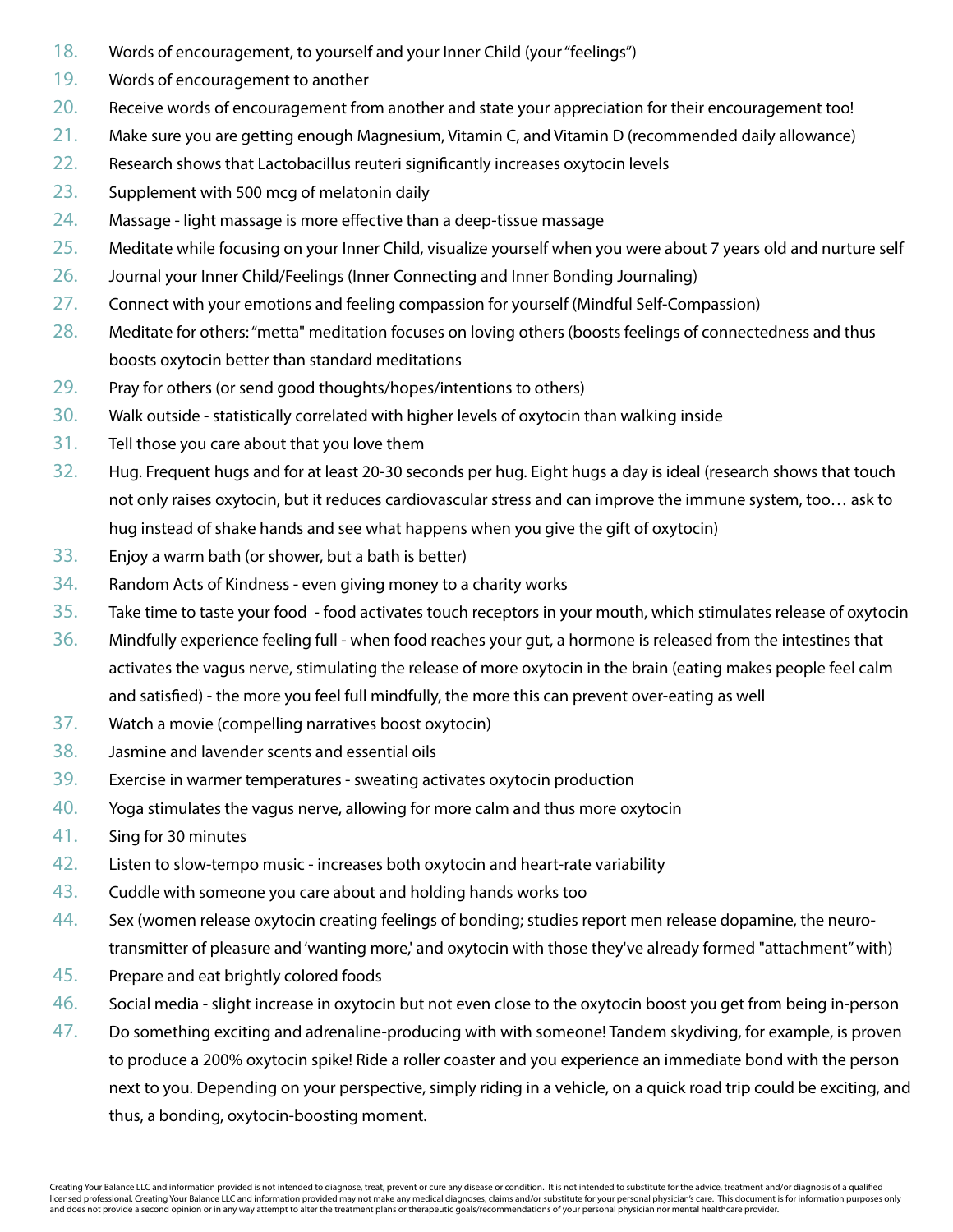18. Words of encouragement, to yourself and your Inner Child (your "feelings")
19. Words of encouragement to another
20. Receive words of encouragement from another and state your appreciation for their encouragement too!
21. Make sure you are getting enough Magnesium, Vitamin C, and Vitamin D (recommended daily allowance)
22. Research shows that Lactobacillus reuteri significantly increases oxytocin levels
23. Supplement with 500 mcg of melatonin daily
24. Massage - light massage is more effective than a deep-tissue massage
25. Meditate while focusing on your Inner Child, visualize yourself when you were about 7 years old and nurture self
26. Journal your Inner Child/Feelings (Inner Connecting and Inner Bonding Journaling)
27. Connect with your emotions and feeling compassion for yourself (Mindful Self-Compassion)
28. Meditate for others: "metta" meditation focuses on loving others (boosts feelings of connectedness and thus boosts oxytocin better than standard meditations
29. Pray for others (or send good thoughts/hopes/intentions to others)
30. Walk outside - statistically correlated with higher levels of oxytocin than walking inside
31. Tell those you care about that you love them
32. Hug. Frequent hugs and for at least 20-30 seconds per hug. Eight hugs a day is ideal (research shows that touch not only raises oxytocin, but it reduces cardiovascular stress and can improve the immune system, too… ask to hug instead of shake hands and see what happens when you give the gift of oxytocin)
33. Enjoy a warm bath (or shower, but a bath is better)
34. Random Acts of Kindness - even giving money to a charity works
35. Take time to taste your food - food activates touch receptors in your mouth, which stimulates release of oxytocin
36. Mindfully experience feeling full - when food reaches your gut, a hormone is released from the intestines that activates the vagus nerve, stimulating the release of more oxytocin in the brain (eating makes people feel calm and satisfied) - the more you feel full mindfully, the more this can prevent over-eating as well
37. Watch a movie (compelling narratives boost oxytocin)
38. Jasmine and lavender scents and essential oils
39. Exercise in warmer temperatures - sweating activates oxytocin production
40. Yoga stimulates the vagus nerve, allowing for more calm and thus more oxytocin
41. Sing for 30 minutes
42. Listen to slow-tempo music - increases both oxytocin and heart-rate variability
43. Cuddle with someone you care about and holding hands works too
44. Sex (women release oxytocin creating feelings of bonding; studies report men release dopamine, the neuro-transmitter of pleasure and 'wanting more,' and oxytocin with those they've already formed "attachment" with)
45. Prepare and eat brightly colored foods
46. Social media - slight increase in oxytocin but not even close to the oxytocin boost you get from being in-person
47. Do something exciting and adrenaline-producing with with someone! Tandem skydiving, for example, is proven to produce a 200% oxytocin spike! Ride a roller coaster and you experience an immediate bond with the person next to you. Depending on your perspective, simply riding in a vehicle, on a quick road trip could be exciting, and thus, a bonding, oxytocin-boosting moment.

Creating Your Balance LLC and information provided is not intended to diagnose, treat, prevent or cure any disease or condition. It is not intended to substitute for the advice, treatment and/or diagnosis of a qualified licensed professional. Creating Your Balance LLC and information provided may not make any medical diagnoses, claims and/or substitute for your personal physician's care. This document is for information purposes only and does not provide a second opinion or in any way attempt to alter the treatment plans or therapeutic goals/recommendations of your personal physician nor mental healthcare provider.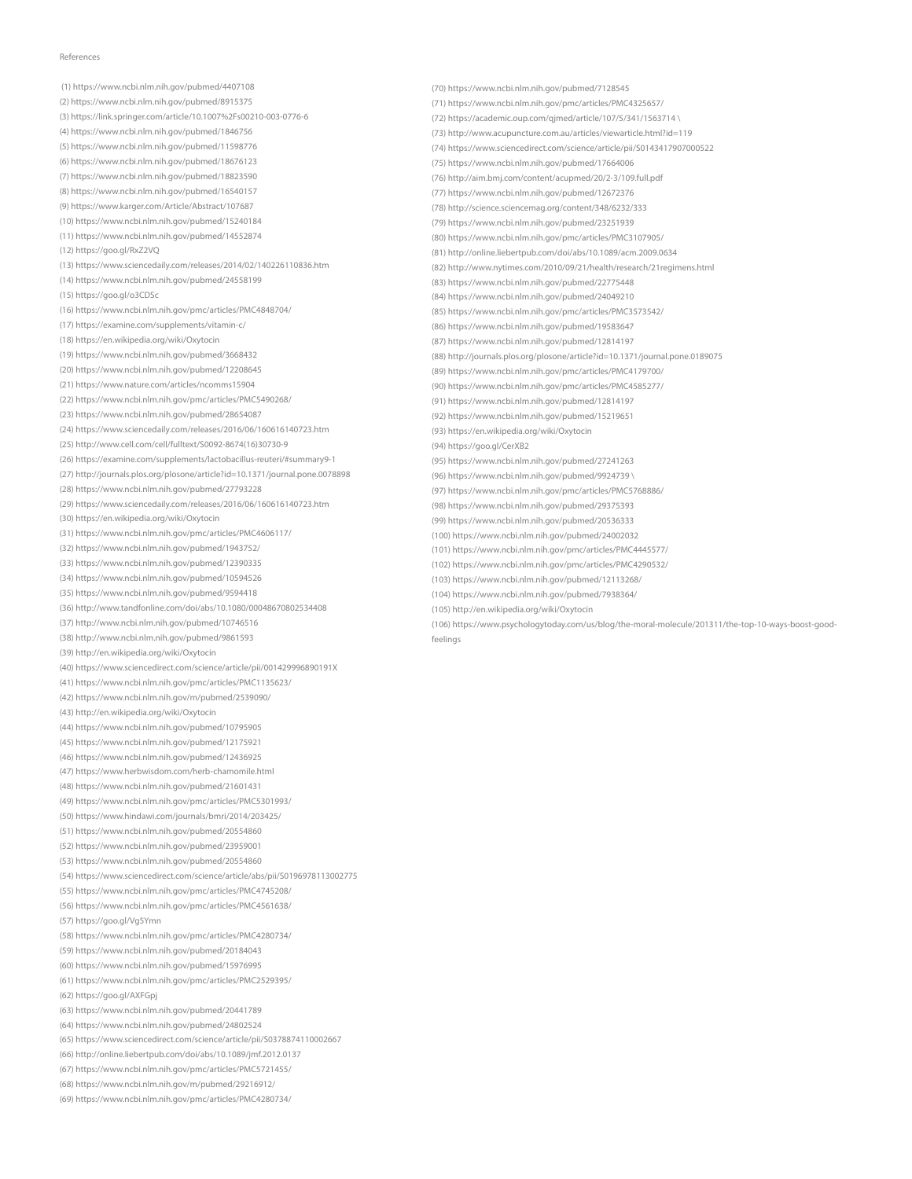References

(1) https://www.ncbi.nlm.nih.gov/pubmed/4407108
(2) https://www.ncbi.nlm.nih.gov/pubmed/8915375
(3) https://link.springer.com/article/10.1007%2Fs00210-003-0776-6
(4) https://www.ncbi.nlm.nih.gov/pubmed/1846756
(5) https://www.ncbi.nlm.nih.gov/pubmed/11598776
(6) https://www.ncbi.nlm.nih.gov/pubmed/18676123
(7) https://www.ncbi.nlm.nih.gov/pubmed/18823590
(8) https://www.ncbi.nlm.nih.gov/pubmed/16540157
(9) https://www.karger.com/Article/Abstract/107687
(10) https://www.ncbi.nlm.nih.gov/pubmed/15240184
(11) https://www.ncbi.nlm.nih.gov/pubmed/14552874
(12) https://goo.gl/RxZ2VQ
(13) https://www.sciencedaily.com/releases/2014/02/140226110836.htm
(14) https://www.ncbi.nlm.nih.gov/pubmed/24558199
(15) https://goo.gl/o3CDSc
(16) https://www.ncbi.nlm.nih.gov/pmc/articles/PMC4848704/
(17) https://examine.com/supplements/vitamin-c/
(18) https://en.wikipedia.org/wiki/Oxytocin
(19) https://www.ncbi.nlm.nih.gov/pubmed/3668432
(20) https://www.ncbi.nlm.nih.gov/pubmed/12208645
(21) https://www.nature.com/articles/ncomms15904
(22) https://www.ncbi.nlm.nih.gov/pmc/articles/PMC5490268/
(23) https://www.ncbi.nlm.nih.gov/pubmed/28654087
(24) https://www.sciencedaily.com/releases/2016/06/160616140723.htm
(25) http://www.cell.com/cell/fulltext/S0092-8674(16)30730-9
(26) https://examine.com/supplements/lactobacillus-reuteri/#summary9-1
(27) http://journals.plos.org/plosone/article?id=10.1371/journal.pone.0078898
(28) https://www.ncbi.nlm.nih.gov/pubmed/27793228
(29) https://www.sciencedaily.com/releases/2016/06/160616140723.htm
(30) https://en.wikipedia.org/wiki/Oxytocin
(31) https://www.ncbi.nlm.nih.gov/pmc/articles/PMC4606117/
(32) https://www.ncbi.nlm.nih.gov/pubmed/1943752/
(33) https://www.ncbi.nlm.nih.gov/pubmed/12390335
(34) https://www.ncbi.nlm.nih.gov/pubmed/10594526
(35) https://www.ncbi.nlm.nih.gov/pubmed/9594418
(36) http://www.tandfonline.com/doi/abs/10.1080/00048670802534408
(37) http://www.ncbi.nlm.nih.gov/pubmed/10746516
(38) http://www.ncbi.nlm.nih.gov/pubmed/9861593
(39) http://en.wikipedia.org/wiki/Oxytocin
(40) https://www.sciencedirect.com/science/article/pii/001429996890191X
(41) https://www.ncbi.nlm.nih.gov/pmc/articles/PMC1135623/
(42) https://www.ncbi.nlm.nih.gov/m/pubmed/2539090/
(43) http://en.wikipedia.org/wiki/Oxytocin
(44) https://www.ncbi.nlm.nih.gov/pubmed/10795905
(45) https://www.ncbi.nlm.nih.gov/pubmed/12175921
(46) https://www.ncbi.nlm.nih.gov/pubmed/12436925
(47) https://www.herbwisdom.com/herb-chamomile.html
(48) https://www.ncbi.nlm.nih.gov/pubmed/21601431
(49) https://www.ncbi.nlm.nih.gov/pmc/articles/PMC5301993/
(50) https://www.hindawi.com/journals/bmri/2014/203425/
(51) https://www.ncbi.nlm.nih.gov/pubmed/20554860
(52) https://www.ncbi.nlm.nih.gov/pubmed/23959001
(53) https://www.ncbi.nlm.nih.gov/pubmed/20554860
(54) https://www.sciencedirect.com/science/article/abs/pii/S0196978113002775
(55) https://www.ncbi.nlm.nih.gov/pmc/articles/PMC4745208/
(56) https://www.ncbi.nlm.nih.gov/pmc/articles/PMC4561638/
(57) https://goo.gl/Vg5Ymn
(58) https://www.ncbi.nlm.nih.gov/pmc/articles/PMC4280734/
(59) https://www.ncbi.nlm.nih.gov/pubmed/20184043
(60) https://www.ncbi.nlm.nih.gov/pubmed/15976995
(61) https://www.ncbi.nlm.nih.gov/pmc/articles/PMC2529395/
(62) https://goo.gl/AXFGpj
(63) https://www.ncbi.nlm.nih.gov/pubmed/20441789
(64) https://www.ncbi.nlm.nih.gov/pubmed/24802524
(65) https://www.sciencedirect.com/science/article/pii/S0378874110002667
(66) http://online.liebertpub.com/doi/abs/10.1089/jmf.2012.0137
(67) https://www.ncbi.nlm.nih.gov/pmc/articles/PMC5721455/
(68) https://www.ncbi.nlm.nih.gov/m/pubmed/29216912/
(69) https://www.ncbi.nlm.nih.gov/pmc/articles/PMC4280734/
(70) https://www.ncbi.nlm.nih.gov/pubmed/7128545
(71) https://www.ncbi.nlm.nih.gov/pmc/articles/PMC4325657/
(72) https://academic.oup.com/qjmed/article/107/5/341/1563714 \
(73) http://www.acupuncture.com.au/articles/viewarticle.html?id=119
(74) https://www.sciencedirect.com/science/article/pii/S0143417907000522
(75) https://www.ncbi.nlm.nih.gov/pubmed/17664006
(76) http://aim.bmj.com/content/acupmed/20/2-3/109.full.pdf
(77) https://www.ncbi.nlm.nih.gov/pubmed/12672376
(78) http://science.sciencemag.org/content/348/6232/333
(79) https://www.ncbi.nlm.nih.gov/pubmed/23251939
(80) https://www.ncbi.nlm.nih.gov/pmc/articles/PMC3107905/
(81) http://online.liebertpub.com/doi/abs/10.1089/acm.2009.0634
(82) http://www.nytimes.com/2010/09/21/health/research/21regimens.html
(83) https://www.ncbi.nlm.nih.gov/pubmed/22775448
(84) https://www.ncbi.nlm.nih.gov/pubmed/24049210
(85) https://www.ncbi.nlm.nih.gov/pmc/articles/PMC3573542/
(86) https://www.ncbi.nlm.nih.gov/pubmed/19583647
(87) https://www.ncbi.nlm.nih.gov/pubmed/12814197
(88) http://journals.plos.org/plosone/article?id=10.1371/journal.pone.0189075
(89) https://www.ncbi.nlm.nih.gov/pmc/articles/PMC4179700/
(90) https://www.ncbi.nlm.nih.gov/pmc/articles/PMC4585277/
(91) https://www.ncbi.nlm.nih.gov/pubmed/12814197
(92) https://www.ncbi.nlm.nih.gov/pubmed/15219651
(93) https://en.wikipedia.org/wiki/Oxytocin
(94) https://goo.gl/CerXB2
(95) https://www.ncbi.nlm.nih.gov/pubmed/27241263
(96) https://www.ncbi.nlm.nih.gov/pubmed/9924739 \
(97) https://www.ncbi.nlm.nih.gov/pmc/articles/PMC5768886/
(98) https://www.ncbi.nlm.nih.gov/pubmed/29375393
(99) https://www.ncbi.nlm.nih.gov/pubmed/20536333
(100) https://www.ncbi.nlm.nih.gov/pubmed/24002032
(101) https://www.ncbi.nlm.nih.gov/pmc/articles/PMC4445577/
(102) https://www.ncbi.nlm.nih.gov/pmc/articles/PMC4290532/
(103) https://www.ncbi.nlm.nih.gov/pubmed/12113268/
(104) https://www.ncbi.nlm.nih.gov/pubmed/7938364/
(105) http://en.wikipedia.org/wiki/Oxytocin
(106) https://www.psychologytoday.com/us/blog/the-moral-molecule/201311/the-top-10-ways-boost-good-feelings